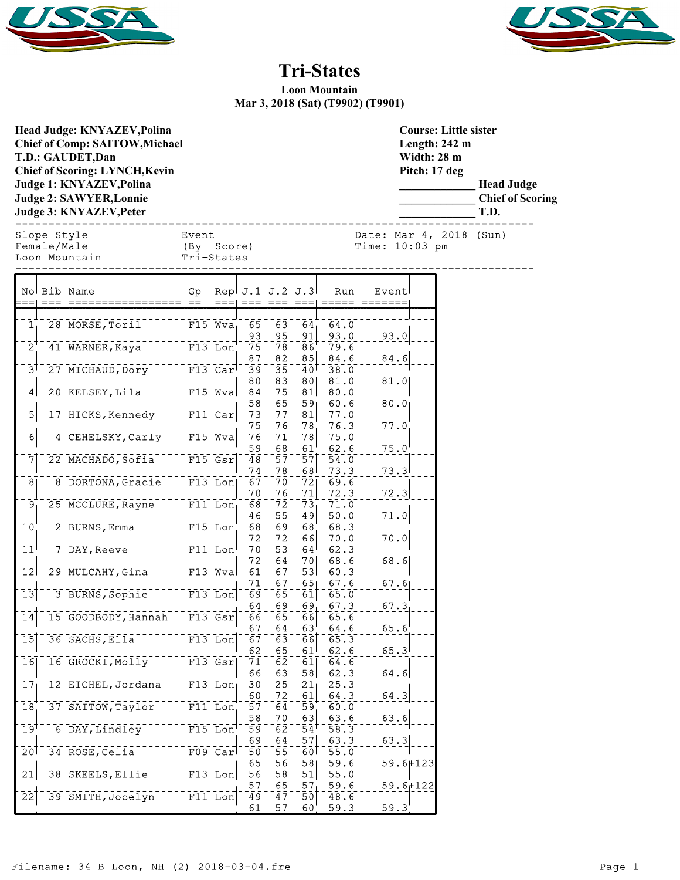# Tri-States

**Loon Mountain**
**Mar 3, 2018 (Sat) (T9902) (T9901)**

**Head Judge: KNYAZEV,Polina**
**Chief of Comp: SAITOW,Michael**
**T.D.: GAUDET,Dan**
**Chief of Scoring: LYNCH,Kevin**
**Judge 1: KNYAZEV,Polina**
**Judge 2: SAWYER,Lonnie**
**Judge 3: KNYAZEV,Peter**

**Course: Little sister**
**Length: 242 m**
**Width: 28 m**
**Pitch: 17 deg**
_____________ **Head Judge**
_____________ **Chief of Scoring**
_____________ **T.D.**

```
Slope Style          Event             Date: Mar 4, 2018 (Sun)
Female/Male          (By  Score)       Time: 10:03 pm
Loon Mountain        Tri-States
```

| No | Bib | Name | Gp | Rep | J.1 | J.2 | J.3 | Run | Event | |
|---|---|---|---|---|---|---|---|---|---|---|
| 1 | 28 | MORSE,Toril | F15 | Wva | 65 | 63 | 64 | 64.0 | | |
| | | | | | 93 | 95 | 91 | 93.0 | 93.0 | |
| 2 | 41 | WARNER,Kaya | F13 | Lon | 75 | 78 | 86 | 79.6 | | |
| | | | | | 87 | 82 | 85 | 84.6 | 84.6 | |
| 3 | 27 | MICHAUD,Dory | F13 | Car | 39 | 35 | 40 | 38.0 | | |
| | | | | | 80 | 83 | 80 | 81.0 | 81.0 | |
| 4 | 20 | KELSEY,Lila | F15 | Wva | 84 | 75 | 81 | 80.0 | | |
| | | | | | 58 | 65 | 59 | 60.6 | 80.0 | |
| 5 | 17 | HICKS,Kennedy | F11 | Car | 73 | 77 | 81 | 77.0 | | |
| | | | | | 75 | 76 | 78 | 76.3 | 77.0 | |
| 6 | 4 | CEHELSKY,Carly | F15 | Wva | 76 | 71 | 78 | 75.0 | | |
| | | | | | 59 | 68 | 61 | 62.6 | 75.0 | |
| 7 | 22 | MACHADO,Sofia | F15 | Gsr | 48 | 57 | 57 | 54.0 | | |
| | | | | | 74 | 78 | 68 | 73.3 | 73.3 | |
| 8 | 8 | DORTONA,Gracie | F13 | Lon | 67 | 70 | 72 | 69.6 | | |
| | | | | | 70 | 76 | 71 | 72.3 | 72.3 | |
| 9 | 25 | MCCLURE,Rayne | F11 | Lon | 68 | 72 | 73 | 71.0 | | |
| | | | | | 46 | 55 | 49 | 50.0 | 71.0 | |
| 10 | 2 | BURNS,Emma | F15 | Lon | 68 | 69 | 68 | 68.3 | | |
| | | | | | 72 | 72 | 66 | 70.0 | 70.0 | |
| 11 | 7 | DAY,Reeve | F11 | Lon | 70 | 53 | 64 | 62.3 | | |
| | | | | | 72 | 64 | 70 | 68.6 | 68.6 | |
| 12 | 29 | MULCAHY,Gina | F13 | Wva | 61 | 67 | 53 | 60.3 | | |
| | | | | | 71 | 67 | 65 | 67.6 | 67.6 | |
| 13 | 3 | BURNS,Sophie | F13 | Lon | 69 | 65 | 61 | 65.0 | | |
| | | | | | 64 | 69 | 69 | 67.3 | 67.3 | |
| 14 | 15 | GOODBODY,Hannah | F13 | Gsr | 66 | 65 | 66 | 65.6 | | |
| | | | | | 67 | 64 | 63 | 64.6 | 65.6 | |
| 15 | 36 | SACHS,Ella | F13 | Lon | 67 | 63 | 66 | 65.3 | | |
| | | | | | 62 | 65 | 61 | 62.6 | 65.3 | |
| 16 | 16 | GROCKI,Molly | F13 | Gsr | 71 | 62 | 61 | 64.6 | | |
| | | | | | 66 | 63 | 58 | 62.3 | 64.6 | |
| 17 | 12 | EICHEL,Jordana | F13 | Lon | 30 | 25 | 21 | 25.3 | | |
| | | | | | 60 | 72 | 61 | 64.3 | 64.3 | |
| 18 | 37 | SAITOW,Taylor | F11 | Lon | 57 | 64 | 59 | 60.0 | | |
| | | | | | 58 | 70 | 63 | 63.6 | 63.6 | |
| 19 | 6 | DAY,Lindley | F15 | Lon | 59 | 62 | 54 | 58.3 | | |
| | | | | | 69 | 64 | 57 | 63.3 | 63.3 | |
| 20 | 34 | ROSE,Celia | F09 | Car | 50 | 55 | 60 | 55.0 | | |
| | | | | | 65 | 56 | 58 | 59.6 | 59.6 | 123 |
| 21 | 38 | SKEELS,Ellie | F13 | Lon | 56 | 58 | 51 | 55.0 | | |
| | | | | | 57 | 65 | 57 | 59.6 | 59.6 | 122 |
| 22 | 39 | SMITH,Jocelyn | F11 | Lon | 49 | 47 | 50 | 48.6 | | |
| | | | | | 61 | 57 | 60 | 59.3 | 59.3 | |

Filename: 34 B Loon, NH (2) 2018-03-04.fre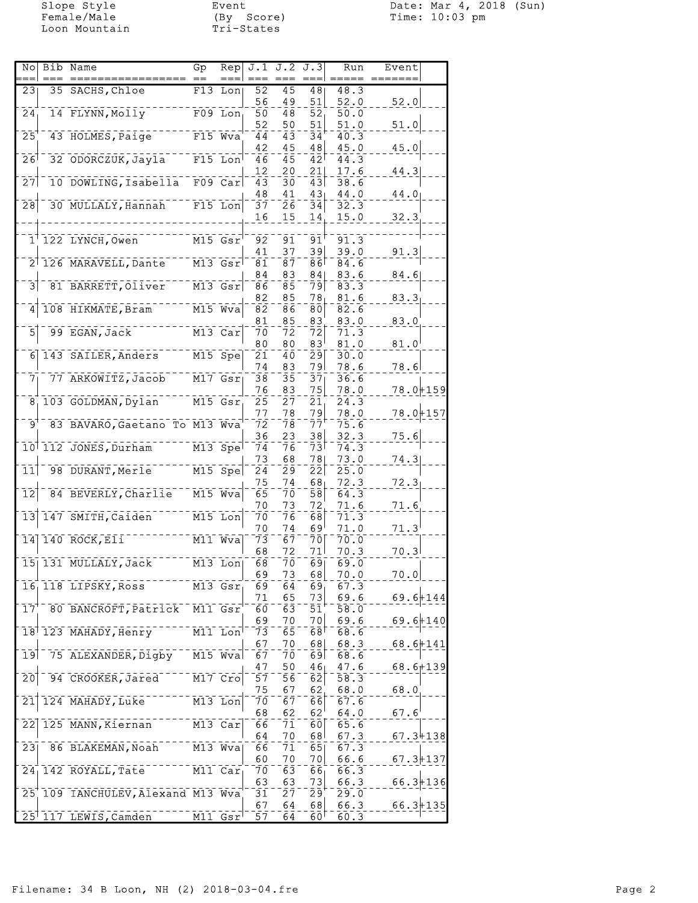Slope Style
Female/Male
Loon Mountain

Event
(By Score)
Tri-States

Date: Mar 4, 2018 (Sun)
Time: 10:03 pm

| No | Bib | Name | Gp | Rep | J.1 | J.2 | J.3 | Run | Event |
|---|---|---|---|---|---|---|---|---|---|
| 23 | 35 | SACHS, Chloe | F13 | Lon | 52 | 45 | 48 | 48.3 | |
| | | | | | 56 | 49 | 51 | 52.0 | 52.0 |
| 24 | 14 | FLYNN, Molly | F09 | Lon | 50 | 48 | 52 | 50.0 | |
| | | | | | 52 | 50 | 51 | 51.0 | 51.0 |
| 25 | 43 | HOLMES, Paige | F15 | Wva | 44 | 43 | 34 | 40.3 | |
| | | | | | 42 | 45 | 48 | 45.0 | 45.0 |
| 26 | 32 | ODORCZUK, Jayla | F15 | Lon | 46 | 45 | 42 | 44.3 | |
| | | | | | 12 | 20 | 21 | 17.6 | 44.3 |
| 27 | 10 | DOWLING, Isabella | F09 | Car | 43 | 30 | 43 | 38.6 | |
| | | | | | 48 | 41 | 43 | 44.0 | 44.0 |
| 28 | 30 | MULLALY, Hannah | F15 | Lon | 37 | 26 | 34 | 32.3 | |
| | | | | | 16 | 15 | 14 | 15.0 | 32.3 |
| 1 | 122 | LYNCH, Owen | M15 | Gsr | 92 | 91 | 91 | 91.3 | |
| | | | | | 41 | 37 | 39 | 39.0 | 91.3 |
| 2 | 126 | MARAVELL, Dante | M13 | Gsr | 81 | 87 | 86 | 84.6 | |
| | | | | | 84 | 83 | 84 | 83.6 | 84.6 |
| 3 | 81 | BARRETT, Oliver | M13 | Gsr | 86 | 85 | 79 | 83.3 | |
| | | | | | 82 | 85 | 78 | 81.6 | 83.3 |
| 4 | 108 | HIKMATE, Bram | M15 | Wva | 82 | 86 | 80 | 82.6 | |
| | | | | | 81 | 85 | 83 | 83.0 | 83.0 |
| 5 | 99 | EGAN, Jack | M13 | Car | 70 | 72 | 72 | 71.3 | |
| | | | | | 80 | 80 | 83 | 81.0 | 81.0 |
| 6 | 143 | SAILER, Anders | M15 | Spe | 21 | 40 | 29 | 30.0 | |
| | | | | | 74 | 83 | 79 | 78.6 | 78.6 |
| 7 | 77 | ARKOWITZ, Jacob | M17 | Gsr | 38 | 35 | 37 | 36.6 | |
| | | | | | 76 | 83 | 75 | 78.0 | 78.0+159 |
| 8 | 103 | GOLDMAN, Dylan | M15 | Gsr | 25 | 27 | 21 | 24.3 | |
| | | | | | 77 | 78 | 79 | 78.0 | 78.0+157 |
| 9 | 83 | BAVARO, Gaetano To | M13 | Wva | 72 | 78 | 77 | 75.6 | |
| | | | | | 36 | 23 | 38 | 32.3 | 75.6 |
| 10 | 112 | JONES, Durham | M13 | Spe | 74 | 76 | 73 | 74.3 | |
| | | | | | 73 | 68 | 78 | 73.0 | 74.3 |
| 11 | 98 | DURANT, Merle | M15 | Spe | 24 | 29 | 22 | 25.0 | |
| | | | | | 75 | 74 | 68 | 72.3 | 72.3 |
| 12 | 84 | BEVERLY, Charlie | M15 | Wva | 65 | 70 | 58 | 64.3 | |
| | | | | | 70 | 73 | 72 | 71.6 | 71.6 |
| 13 | 147 | SMITH, Caiden | M15 | Lon | 70 | 76 | 68 | 71.3 | |
| | | | | | 70 | 74 | 69 | 71.0 | 71.3 |
| 14 | 140 | ROCK, Eli | M11 | Wva | 73 | 67 | 70 | 70.0 | |
| | | | | | 68 | 72 | 71 | 70.3 | 70.3 |
| 15 | 131 | MULLALY, Jack | M13 | Lon | 68 | 70 | 69 | 69.0 | |
| | | | | | 69 | 73 | 68 | 70.0 | 70.0 |
| 16 | 118 | LIPSKY, Ross | M13 | Gsr | 69 | 64 | 69 | 67.3 | |
| | | | | | 71 | 65 | 73 | 69.6 | 69.6+144 |
| 17 | 80 | BANCROFT, Patrick | M11 | Gsr | 60 | 63 | 51 | 58.0 | |
| | | | | | 69 | 70 | 70 | 69.6 | 69.6+140 |
| 18 | 123 | MAHADY, Henry | M11 | Lon | 73 | 65 | 68 | 68.6 | |
| | | | | | 67 | 70 | 68 | 68.3 | 68.6+141 |
| 19 | 75 | ALEXANDER, Digby | M15 | Wva | 67 | 70 | 69 | 68.6 | |
| | | | | | 47 | 50 | 46 | 47.6 | 68.6+139 |
| 20 | 94 | CROOKER, Jared | M17 | Cro | 57 | 56 | 62 | 58.3 | |
| | | | | | 75 | 67 | 62 | 68.0 | 68.0 |
| 21 | 124 | MAHADY, Luke | M13 | Lon | 70 | 67 | 66 | 67.6 | |
| | | | | | 68 | 62 | 62 | 64.0 | 67.6 |
| 22 | 125 | MANN, Kiernan | M13 | Car | 66 | 71 | 60 | 65.6 | |
| | | | | | 64 | 70 | 68 | 67.3 | 67.3+138 |
| 23 | 86 | BLAKEMAN, Noah | M13 | Wva | 66 | 71 | 65 | 67.3 | |
| | | | | | 60 | 70 | 70 | 66.6 | 67.3+137 |
| 24 | 142 | ROYALL, Tate | M11 | Car | 70 | 63 | 66 | 66.3 | |
| | | | | | 63 | 63 | 73 | 66.3 | 66.3+136 |
| 25 | 109 | IANCHULEV, Alexand | M13 | Wva | 31 | 27 | 29 | 29.0 | |
| | | | | | 67 | 64 | 68 | 66.3 | 66.3+135 |
| 25 | 117 | LEWIS, Camden | M11 | Gsr | 57 | 64 | 60 | 60.3 | |

Filename: 34 B Loon, NH (2) 2018-03-04.fre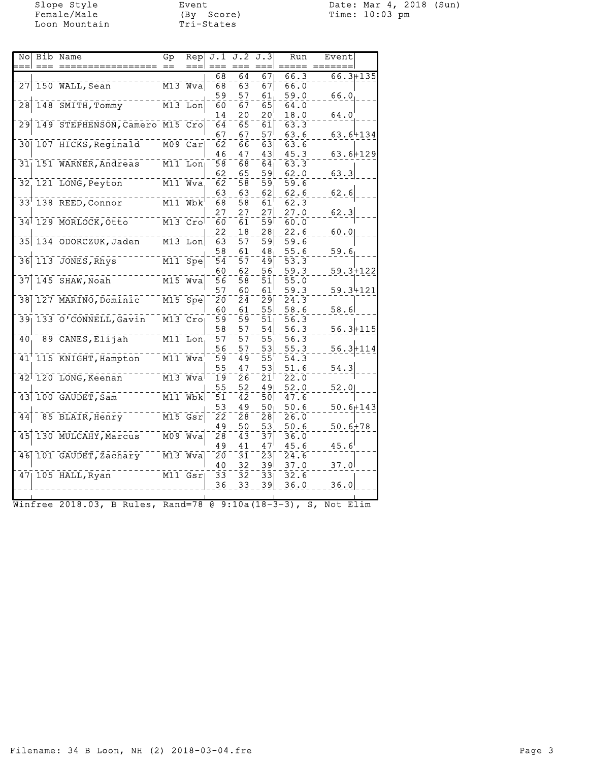Slope Style
Female/Male
Loon Mountain

Event
(By Score)
Tri-States

Date: Mar 4, 2018 (Sun)
Time: 10:03 pm

| No | Bib | Name | Gp | Rep | J.1 | J.2 | J.3 | Run | Event |
|---|---|---|---|---|---|---|---|---|---|
| | | | | | 68 | 64 | 67 | 66.3 | 66.3+135 |
| 27 | 150 | WALL,Sean | M13 | Wva | 68 | 63 | 67 | 66.0 | |
| | | | | | 59 | 57 | 61 | 59.0 | 66.0 |
| 28 | 148 | SMITH,Tommy | M13 | Lon | 60 | 67 | 65 | 64.0 | |
| | | | | | 14 | 20 | 20 | 18.0 | 64.0 |
| 29 | 149 | STEPHENSON,Camero | M15 | Cro | 64 | 65 | 61 | 63.3 | |
| | | | | | 67 | 67 | 57 | 63.6 | 63.6+134 |
| 30 | 107 | HICKS,Reginald | M09 | Car | 62 | 66 | 63 | 63.6 | |
| | | | | | 46 | 47 | 43 | 45.3 | 63.6+129 |
| 31 | 151 | WARNER,Andreas | M11 | Lon | 58 | 68 | 64 | 63.3 | |
| | | | | | 62 | 65 | 59 | 62.0 | 63.3 |
| 32 | 121 | LONG,Peyton | M11 | Wva | 62 | 58 | 59 | 59.6 | |
| | | | | | 63 | 63 | 62 | 62.6 | 62.6 |
| 33 | 138 | REED,Connor | M11 | Wbk | 68 | 58 | 61 | 62.3 | |
| | | | | | 27 | 27 | 27 | 27.0 | 62.3 |
| 34 | 129 | MORLOCK,Otto | M13 | Cro | 60 | 61 | 59 | 60.0 | |
| | | | | | 22 | 18 | 28 | 22.6 | 60.0 |
| 35 | 134 | ODORCZUK,Jaden | M13 | Lon | 63 | 57 | 59 | 59.6 | |
| | | | | | 58 | 61 | 48 | 55.6 | 59.6 |
| 36 | 113 | JONES,Rhys | M11 | Spe | 54 | 57 | 49 | 53.3 | |
| | | | | | 60 | 62 | 56 | 59.3 | 59.3+122 |
| 37 | 145 | SHAW,Noah | M15 | Wva | 56 | 58 | 51 | 55.0 | |
| | | | | | 57 | 60 | 61 | 59.3 | 59.3+121 |
| 38 | 127 | MARINO,Dominic | M15 | Spe | 20 | 24 | 29 | 24.3 | |
| | | | | | 60 | 61 | 55 | 58.6 | 58.6 |
| 39 | 133 | O'CONNELL,Gavin | M13 | Cro | 59 | 59 | 51 | 56.3 | |
| | | | | | 58 | 57 | 54 | 56.3 | 56.3+115 |
| 40 | 89 | CANES,Elijah | M11 | Lon | 57 | 57 | 55 | 56.3 | |
| | | | | | 56 | 57 | 53 | 55.3 | 56.3+114 |
| 41 | 115 | KNIGHT,Hampton | M11 | Wva | 59 | 49 | 55 | 54.3 | |
| | | | | | 55 | 47 | 53 | 51.6 | 54.3 |
| 42 | 120 | LONG,Keenan | M13 | Wva | 19 | 26 | 21 | 22.0 | |
| | | | | | 55 | 52 | 49 | 52.0 | 52.0 |
| 43 | 100 | GAUDET,Sam | M11 | Wbk | 51 | 42 | 50 | 47.6 | |
| | | | | | 53 | 49 | 50 | 50.6 | 50.6+143 |
| 44 | 85 | BLAIR,Henry | M15 | Gsr | 22 | 28 | 28 | 26.0 | |
| | | | | | 49 | 50 | 53 | 50.6 | 50.6+78 |
| 45 | 130 | MULCAHY,Marcus | M09 | Wva | 28 | 43 | 37 | 36.0 | |
| | | | | | 49 | 41 | 47 | 45.6 | 45.6 |
| 46 | 101 | GAUDET,Zachary | M13 | Wva | 20 | 31 | 23 | 24.6 | |
| | | | | | 40 | 32 | 39 | 37.0 | 37.0 |
| 47 | 105 | HALL,Ryan | M11 | Gsr | 33 | 32 | 33 | 32.6 | |
| | | | | | 36 | 33 | 39 | 36.0 | 36.0 |

Winfree 2018.03, B Rules, Rand=78 @ 9:10a(18-3-3), S, Not Elim